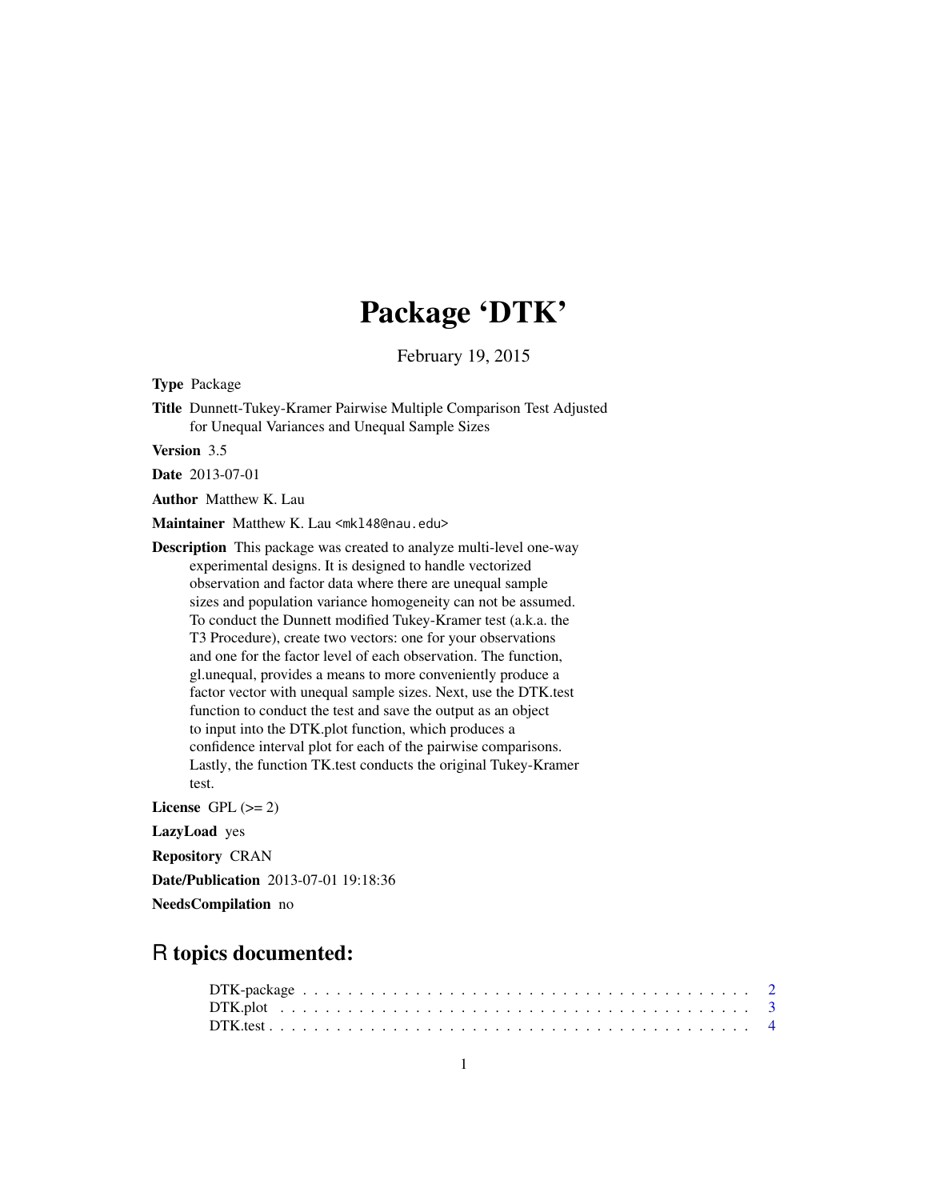# Package 'DTK'

February 19, 2015

**Type** Package

**Title** Dunnett-Tukey-Kramer Pairwise Multiple Comparison Test Adjusted for Unequal Variances and Unequal Sample Sizes

**Version** 3.5

**Date** 2013-07-01

**Author** Matthew K. Lau

**Maintainer** Matthew K. Lau <mkl48@nau.edu>

**Description** This package was created to analyze multi-level one-way experimental designs. It is designed to handle vectorized observation and factor data where there are unequal sample sizes and population variance homogeneity can not be assumed. To conduct the Dunnett modified Tukey-Kramer test (a.k.a. the T3 Procedure), create two vectors: one for your observations and one for the factor level of each observation. The function, gl.unequal, provides a means to more conveniently produce a factor vector with unequal sample sizes. Next, use the DTK.test function to conduct the test and save the output as an object to input into the DTK.plot function, which produces a confidence interval plot for each of the pairwise comparisons. Lastly, the function TK.test conducts the original Tukey-Kramer test.

**License** GPL (>= 2)

**LazyLoad** yes

**Repository** CRAN

**Date/Publication** 2013-07-01 19:18:36

**NeedsCompilation** no

## R topics documented:

DTK-package . . . . . . . . . . . . . . . . . . . . . . . . . . . . . . . . . . . . . . . 2
DTK.plot . . . . . . . . . . . . . . . . . . . . . . . . . . . . . . . . . . . . . . . . . . 3
DTK.test . . . . . . . . . . . . . . . . . . . . . . . . . . . . . . . . . . . . . . . . . . 4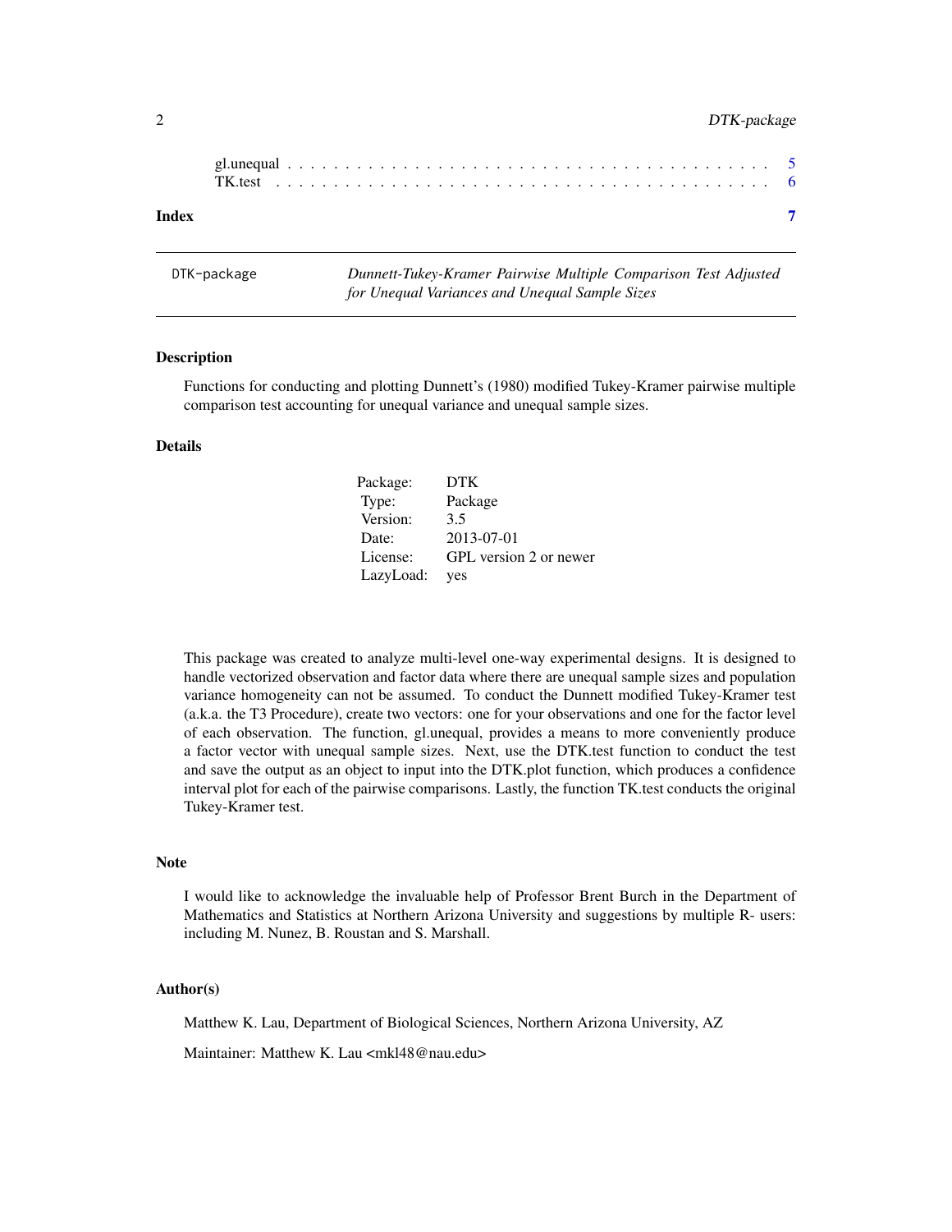gl.unequal . . . . . . . . . . . . . . . . . . . . . . . . . . . . . . . . . . . . . . . 5
TK.test . . . . . . . . . . . . . . . . . . . . . . . . . . . . . . . . . . . . . . . . . 6

**Index** **7**

---

DTK-package *Dunnett-Tukey-Kramer Pairwise Multiple Comparison Test Adjusted for Unequal Variances and Unequal Sample Sizes*

---

## Description

Functions for conducting and plotting Dunnett's (1980) modified Tukey-Kramer pairwise multiple comparison test accounting for unequal variance and unequal sample sizes.

## Details

| | |
|---|---|
| Package: | DTK |
| Type: | Package |
| Version: | 3.5 |
| Date: | 2013-07-01 |
| License: | GPL version 2 or newer |
| LazyLoad: | yes |

This package was created to analyze multi-level one-way experimental designs. It is designed to handle vectorized observation and factor data where there are unequal sample sizes and population variance homogeneity can not be assumed. To conduct the Dunnett modified Tukey-Kramer test (a.k.a. the T3 Procedure), create two vectors: one for your observations and one for the factor level of each observation. The function, gl.unequal, provides a means to more conveniently produce a factor vector with unequal sample sizes. Next, use the DTK.test function to conduct the test and save the output as an object to input into the DTK.plot function, which produces a confidence interval plot for each of the pairwise comparisons. Lastly, the function TK.test conducts the original Tukey-Kramer test.

## Note

I would like to acknowledge the invaluable help of Professor Brent Burch in the Department of Mathematics and Statistics at Northern Arizona University and suggestions by multiple R- users: including M. Nunez, B. Roustan and S. Marshall.

## Author(s)

Matthew K. Lau, Department of Biological Sciences, Northern Arizona University, AZ

Maintainer: Matthew K. Lau <mkl48@nau.edu>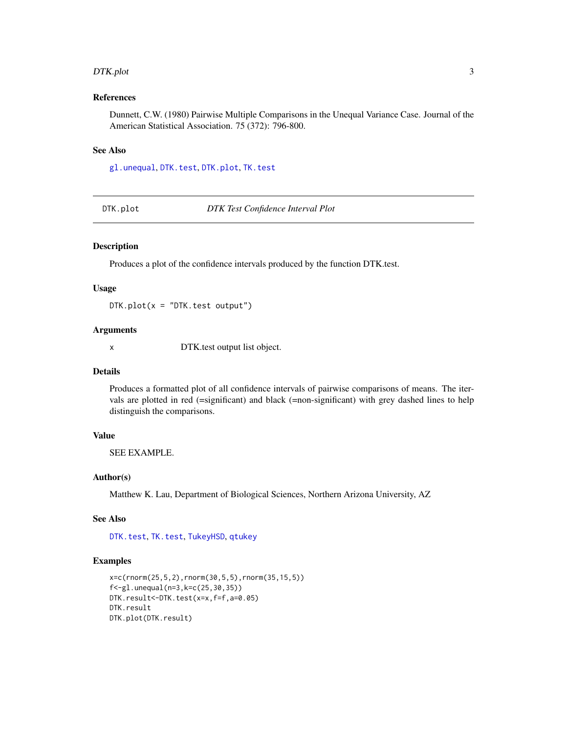### References

Dunnett, C.W. (1980) Pairwise Multiple Comparisons in the Unequal Variance Case. Journal of the American Statistical Association. 75 (372): 796-800.

### See Also

gl.unequal, DTK.test, DTK.plot, TK.test

---

## DTK.plot — *DTK Test Confidence Interval Plot*

---

### Description

Produces a plot of the confidence intervals produced by the function DTK.test.

### Usage

```
DTK.plot(x = "DTK.test output")
```

### Arguments

| | |
|---|---|
| x | DTK.test output list object. |

### Details

Produces a formatted plot of all confidence intervals of pairwise comparisons of means. The itervals are plotted in red (=significant) and black (=non-significant) with grey dashed lines to help distinguish the comparisons.

### Value

SEE EXAMPLE.

### Author(s)

Matthew K. Lau, Department of Biological Sciences, Northern Arizona University, AZ

### See Also

DTK.test, TK.test, TukeyHSD, qtukey

### Examples

```
x=c(rnorm(25,5,2),rnorm(30,5,5),rnorm(35,15,5))
f<-gl.unequal(n=3,k=c(25,30,35))
DTK.result<-DTK.test(x=x,f=f,a=0.05)
DTK.result
DTK.plot(DTK.result)
```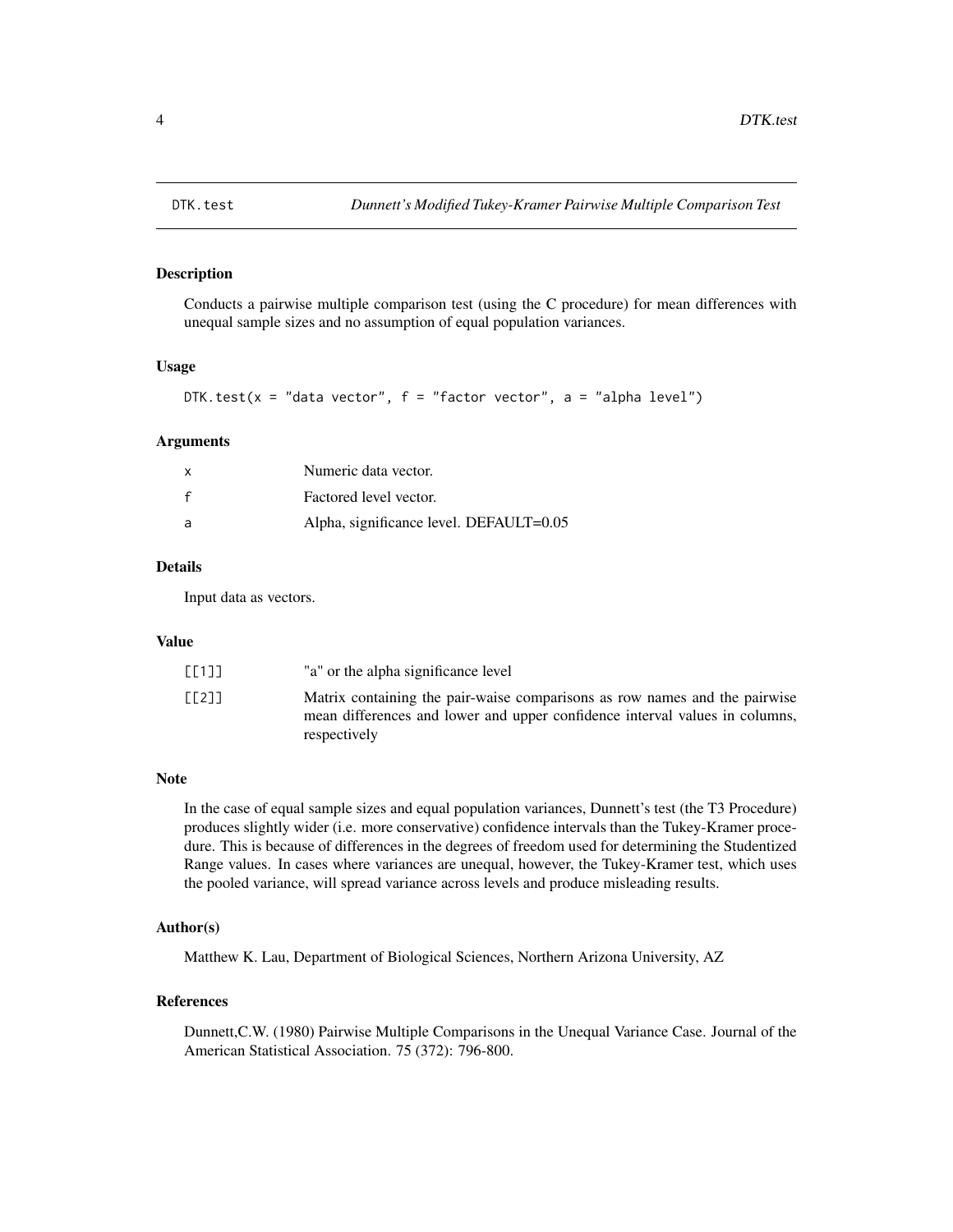# DTK.test — *Dunnett's Modified Tukey-Kramer Pairwise Multiple Comparison Test*

## Description

Conducts a pairwise multiple comparison test (using the C procedure) for mean differences with unequal sample sizes and no assumption of equal population variances.

## Usage

```
DTK.test(x = "data vector", f = "factor vector", a = "alpha level")
```

## Arguments

| | |
|---|---|
| x | Numeric data vector. |
| f | Factored level vector. |
| a | Alpha, significance level. DEFAULT=0.05 |

## Details

Input data as vectors.

## Value

| | |
|---|---|
| [[1]] | "a" or the alpha significance level |
| [[2]] | Matrix containing the pair-waise comparisons as row names and the pairwise mean differences and lower and upper confidence interval values in columns, respectively |

## Note

In the case of equal sample sizes and equal population variances, Dunnett's test (the T3 Procedure) produces slightly wider (i.e. more conservative) confidence intervals than the Tukey-Kramer procedure. This is because of differences in the degrees of freedom used for determining the Studentized Range values. In cases where variances are unequal, however, the Tukey-Kramer test, which uses the pooled variance, will spread variance across levels and produce misleading results.

## Author(s)

Matthew K. Lau, Department of Biological Sciences, Northern Arizona University, AZ

## References

Dunnett,C.W. (1980) Pairwise Multiple Comparisons in the Unequal Variance Case. Journal of the American Statistical Association. 75 (372): 796-800.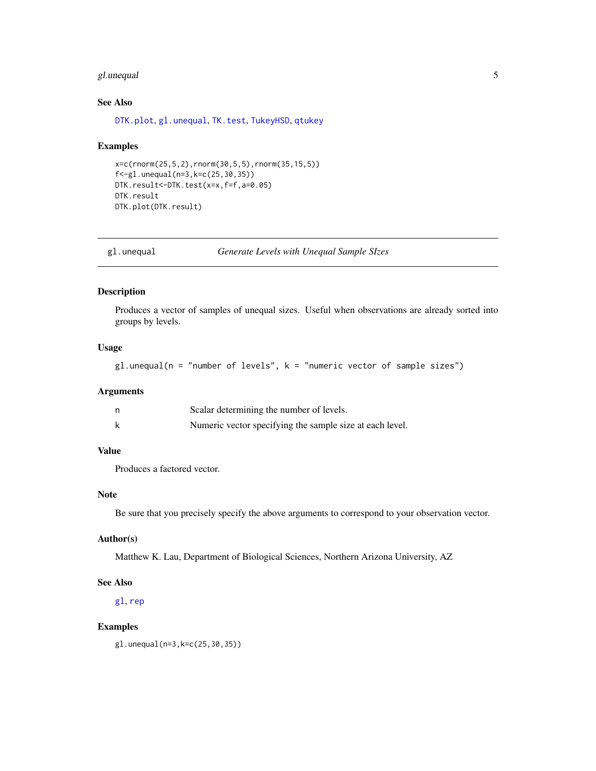### See Also

DTK.plot, gl.unequal, TK.test, TukeyHSD, qtukey

### Examples

```
x=c(rnorm(25,5,2),rnorm(30,5,5),rnorm(35,15,5))
f<-gl.unequal(n=3,k=c(25,30,35))
DTK.result<-DTK.test(x=x,f=f,a=0.05)
DTK.result
DTK.plot(DTK.result)
```

---

## gl.unequal &nbsp;&nbsp;&nbsp; *Generate Levels with Unequal Sample SIzes*

### Description

Produces a vector of samples of unequal sizes. Useful when observations are already sorted into groups by levels.

### Usage

```
gl.unequal(n = "number of levels", k = "numeric vector of sample sizes")
```

### Arguments

| | |
|---|---|
| n | Scalar determining the number of levels. |
| k | Numeric vector specifying the sample size at each level. |

### Value

Produces a factored vector.

### Note

Be sure that you precisely specify the above arguments to correspond to your observation vector.

### Author(s)

Matthew K. Lau, Department of Biological Sciences, Northern Arizona University, AZ

### See Also

gl, rep

### Examples

```
gl.unequal(n=3,k=c(25,30,35))
```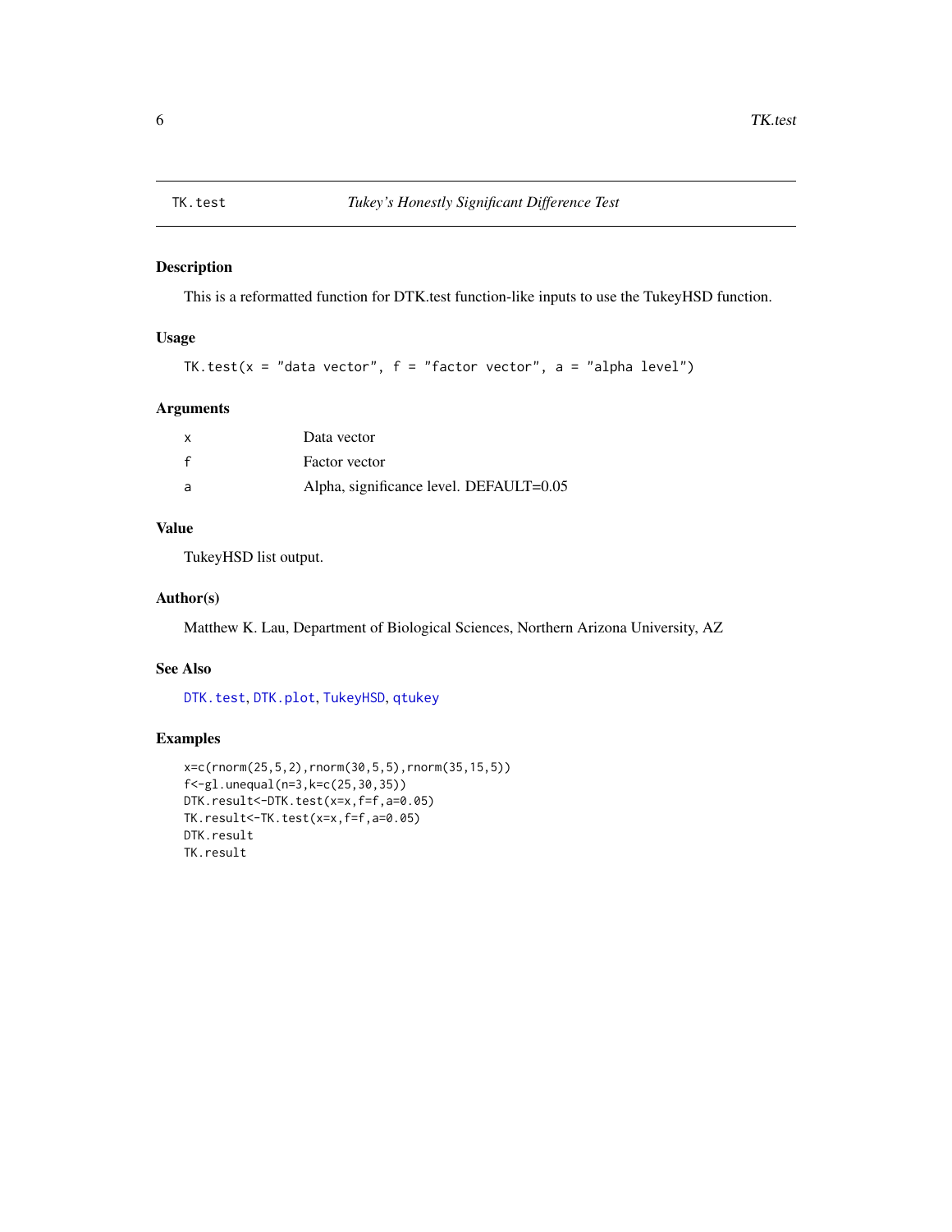TK.test *Tukey's Honestly Significant Difference Test*

## Description

This is a reformatted function for DTK.test function-like inputs to use the TukeyHSD function.

## Usage

```
TK.test(x = "data vector", f = "factor vector", a = "alpha level")
```

## Arguments

| | |
|---|---|
| x | Data vector |
| f | Factor vector |
| a | Alpha, significance level. DEFAULT=0.05 |

## Value

TukeyHSD list output.

## Author(s)

Matthew K. Lau, Department of Biological Sciences, Northern Arizona University, AZ

## See Also

DTK.test, DTK.plot, TukeyHSD, qtukey

## Examples

```
x=c(rnorm(25,5,2),rnorm(30,5,5),rnorm(35,15,5))
f<-gl.unequal(n=3,k=c(25,30,35))
DTK.result<-DTK.test(x=x,f=f,a=0.05)
TK.result<-TK.test(x=x,f=f,a=0.05)
DTK.result
TK.result
```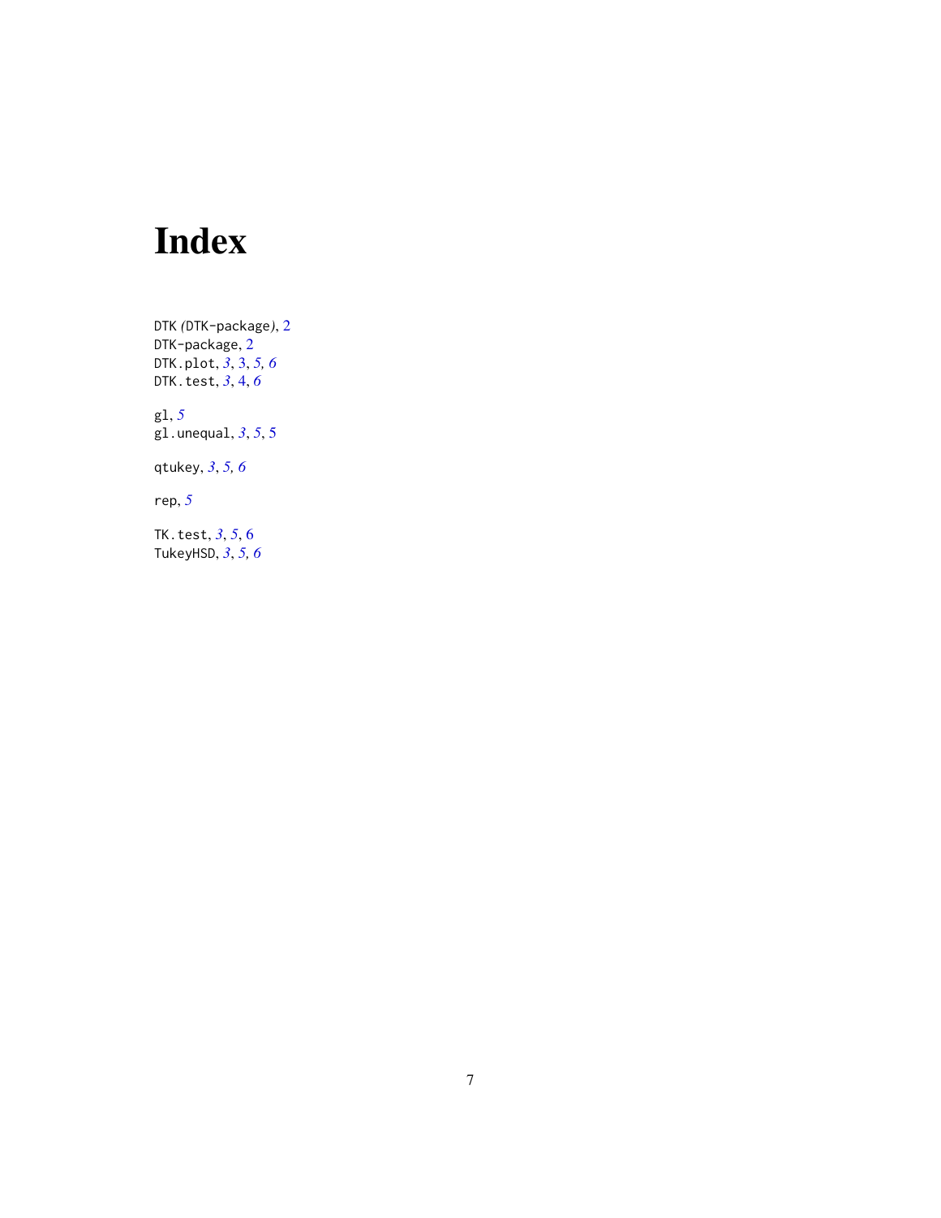# Index

DTK (DTK-package), 2
DTK-package, 2
DTK.plot, *3*, 3, *5, 6*
DTK.test, *3*, 4, *6*

gl, *5*
gl.unequal, *3*, *5*, 5

qtukey, *3*, *5, 6*

rep, *5*

TK.test, *3*, *5*, 6
TukeyHSD, *3*, *5, 6*